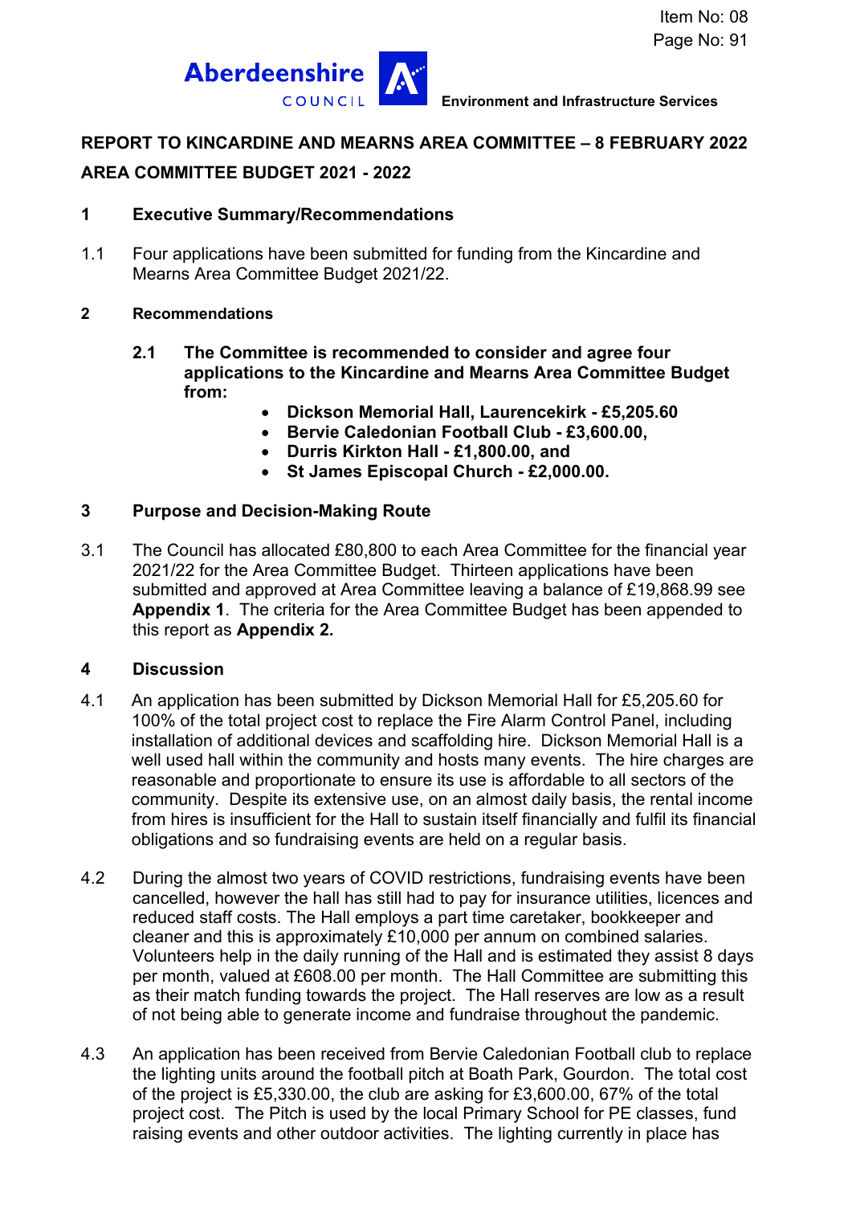Item No: 08
Page No: 91

Aberdeenshire COUNCIL — Environment and Infrastructure Services

## REPORT TO KINCARDINE AND MEARNS AREA COMMITTEE – 8 FEBRUARY 2022

## AREA COMMITTEE BUDGET 2021 - 2022

### 1 Executive Summary/Recommendations

1.1 Four applications have been submitted for funding from the Kincardine and Mearns Area Committee Budget 2021/22.

### 2 Recommendations

**2.1 The Committee is recommended to consider and agree four applications to the Kincardine and Mearns Area Committee Budget from:**

- **Dickson Memorial Hall, Laurencekirk - £5,205.60**
- **Bervie Caledonian Football Club - £3,600.00,**
- **Durris Kirkton Hall - £1,800.00, and**
- **St James Episcopal Church - £2,000.00.**

### 3 Purpose and Decision-Making Route

3.1 The Council has allocated £80,800 to each Area Committee for the financial year 2021/22 for the Area Committee Budget. Thirteen applications have been submitted and approved at Area Committee leaving a balance of £19,868.99 see **Appendix 1**. The criteria for the Area Committee Budget has been appended to this report as **Appendix 2.**

### 4 Discussion

4.1 An application has been submitted by Dickson Memorial Hall for £5,205.60 for 100% of the total project cost to replace the Fire Alarm Control Panel, including installation of additional devices and scaffolding hire. Dickson Memorial Hall is a well used hall within the community and hosts many events. The hire charges are reasonable and proportionate to ensure its use is affordable to all sectors of the community. Despite its extensive use, on an almost daily basis, the rental income from hires is insufficient for the Hall to sustain itself financially and fulfil its financial obligations and so fundraising events are held on a regular basis.

4.2 During the almost two years of COVID restrictions, fundraising events have been cancelled, however the hall has still had to pay for insurance utilities, licences and reduced staff costs. The Hall employs a part time caretaker, bookkeeper and cleaner and this is approximately £10,000 per annum on combined salaries. Volunteers help in the daily running of the Hall and is estimated they assist 8 days per month, valued at £608.00 per month. The Hall Committee are submitting this as their match funding towards the project. The Hall reserves are low as a result of not being able to generate income and fundraise throughout the pandemic.

4.3 An application has been received from Bervie Caledonian Football club to replace the lighting units around the football pitch at Boath Park, Gourdon. The total cost of the project is £5,330.00, the club are asking for £3,600.00, 67% of the total project cost. The Pitch is used by the local Primary School for PE classes, fund raising events and other outdoor activities. The lighting currently in place has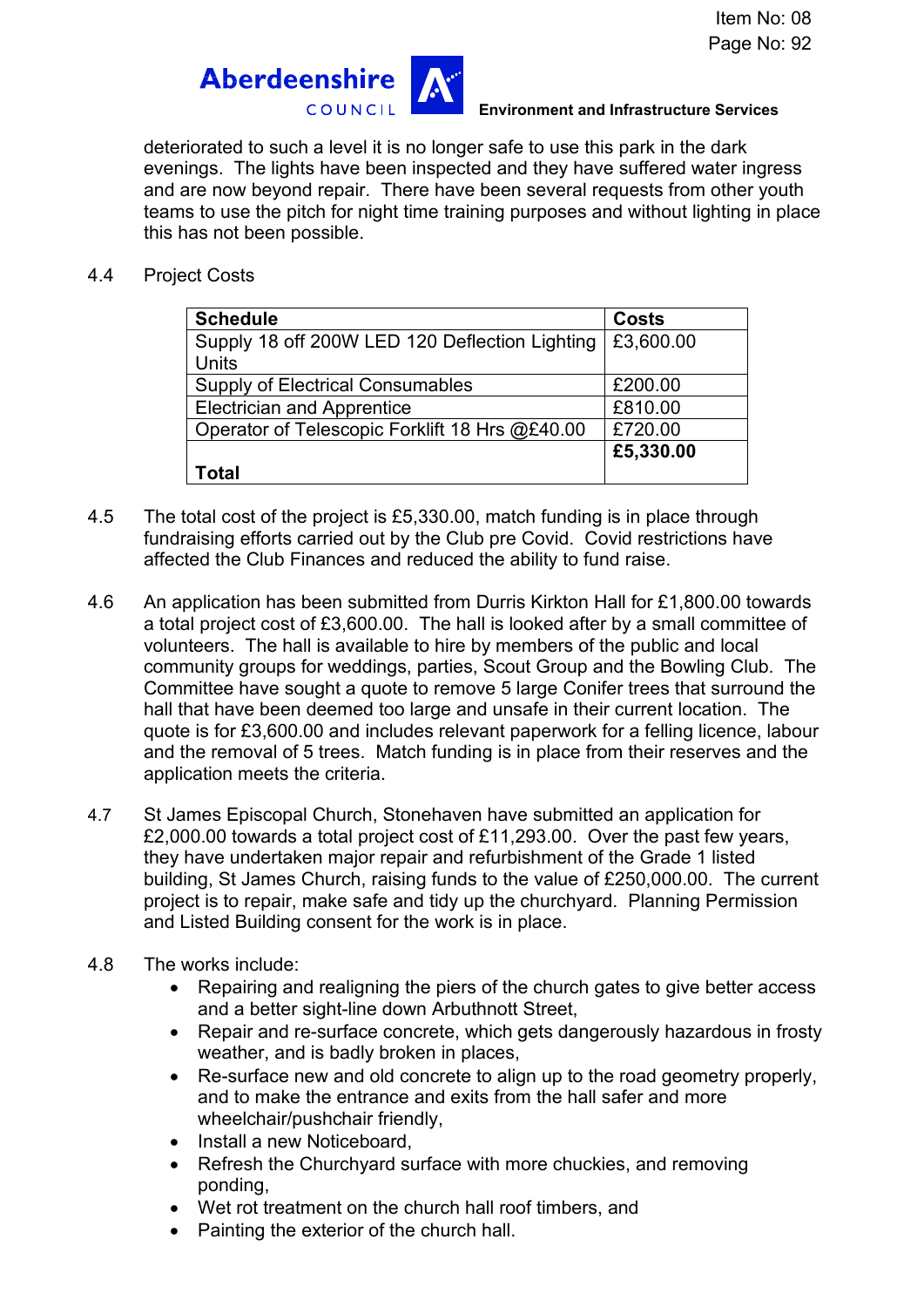deteriorated to such a level it is no longer safe to use this park in the dark evenings. The lights have been inspected and they have suffered water ingress and are now beyond repair. There have been several requests from other youth teams to use the pitch for night time training purposes and without lighting in place this has not been possible.

4.4 Project Costs

| Schedule | Costs |
|---|---|
| Supply 18 off 200W LED 120 Deflection Lighting Units | £3,600.00 |
| Supply of Electrical Consumables | £200.00 |
| Electrician and Apprentice | £810.00 |
| Operator of Telescopic Forklift 18 Hrs @£40.00 | £720.00 |
| **Total** | **£5,330.00** |

4.5 The total cost of the project is £5,330.00, match funding is in place through fundraising efforts carried out by the Club pre Covid. Covid restrictions have affected the Club Finances and reduced the ability to fund raise.

4.6 An application has been submitted from Durris Kirkton Hall for £1,800.00 towards a total project cost of £3,600.00. The hall is looked after by a small committee of volunteers. The hall is available to hire by members of the public and local community groups for weddings, parties, Scout Group and the Bowling Club. The Committee have sought a quote to remove 5 large Conifer trees that surround the hall that have been deemed too large and unsafe in their current location. The quote is for £3,600.00 and includes relevant paperwork for a felling licence, labour and the removal of 5 trees. Match funding is in place from their reserves and the application meets the criteria.

4.7 St James Episcopal Church, Stonehaven have submitted an application for £2,000.00 towards a total project cost of £11,293.00. Over the past few years, they have undertaken major repair and refurbishment of the Grade 1 listed building, St James Church, raising funds to the value of £250,000.00. The current project is to repair, make safe and tidy up the churchyard. Planning Permission and Listed Building consent for the work is in place.

4.8 The works include:

- Repairing and realigning the piers of the church gates to give better access and a better sight-line down Arbuthnott Street,
- Repair and re-surface concrete, which gets dangerously hazardous in frosty weather, and is badly broken in places,
- Re-surface new and old concrete to align up to the road geometry properly, and to make the entrance and exits from the hall safer and more wheelchair/pushchair friendly,
- Install a new Noticeboard,
- Refresh the Churchyard surface with more chuckies, and removing ponding,
- Wet rot treatment on the church hall roof timbers, and
- Painting the exterior of the church hall.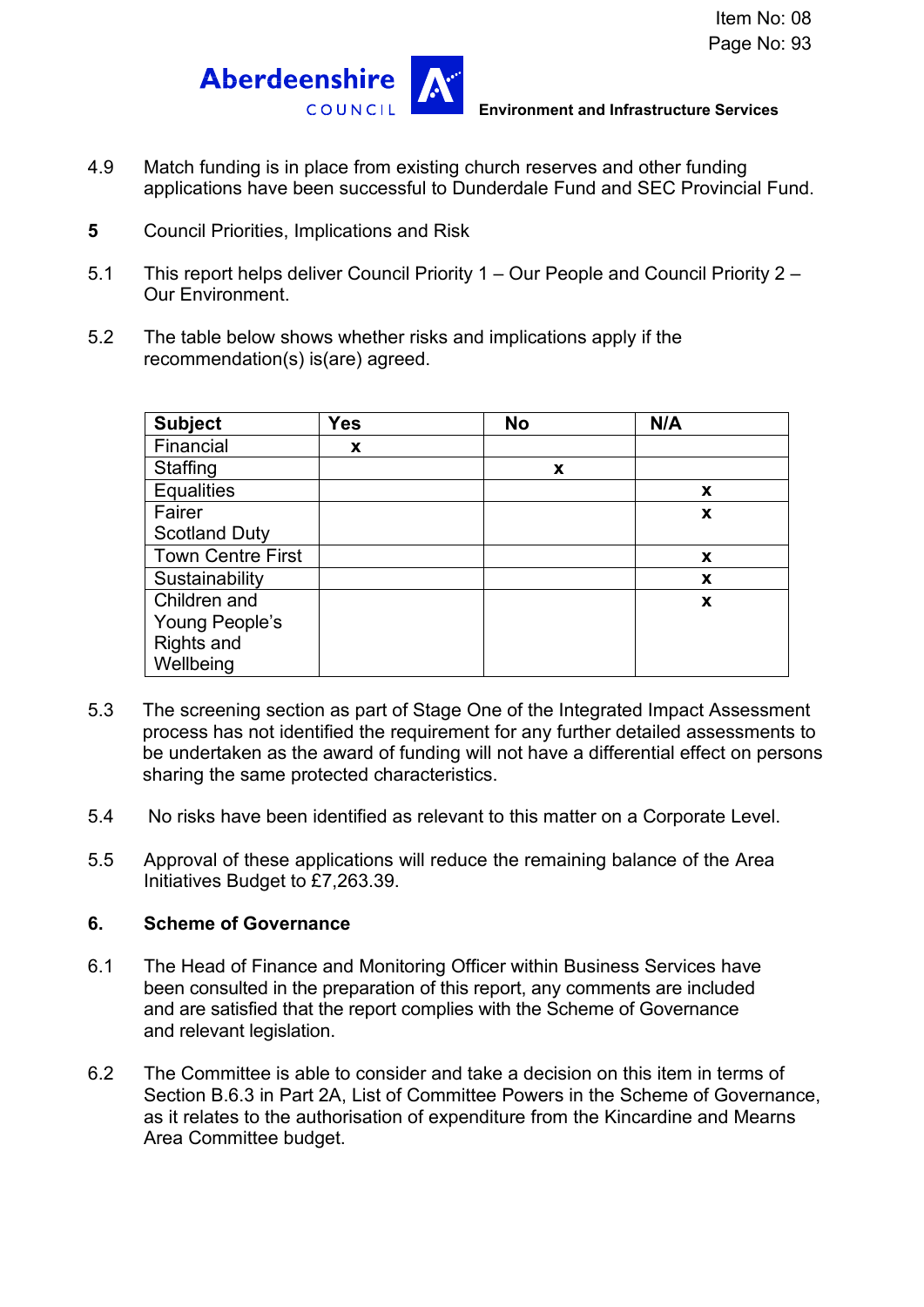4.9 Match funding is in place from existing church reserves and other funding applications have been successful to Dunderdale Fund and SEC Provincial Fund.

**5** Council Priorities, Implications and Risk

5.1 This report helps deliver Council Priority 1 – Our People and Council Priority 2 – Our Environment.

5.2 The table below shows whether risks and implications apply if the recommendation(s) is(are) agreed.

| Subject | Yes | No | N/A |
|---|---|---|---|
| Financial | x | | |
| Staffing | | x | |
| Equalities | | | x |
| Fairer Scotland Duty | | | x |
| Town Centre First | | | x |
| Sustainability | | | x |
| Children and Young People's Rights and Wellbeing | | | x |

5.3 The screening section as part of Stage One of the Integrated Impact Assessment process has not identified the requirement for any further detailed assessments to be undertaken as the award of funding will not have a differential effect on persons sharing the same protected characteristics.

5.4 No risks have been identified as relevant to this matter on a Corporate Level.

5.5 Approval of these applications will reduce the remaining balance of the Area Initiatives Budget to £7,263.39.

## 6. Scheme of Governance

6.1 The Head of Finance and Monitoring Officer within Business Services have been consulted in the preparation of this report, any comments are included and are satisfied that the report complies with the Scheme of Governance and relevant legislation.

6.2 The Committee is able to consider and take a decision on this item in terms of Section B.6.3 in Part 2A, List of Committee Powers in the Scheme of Governance, as it relates to the authorisation of expenditure from the Kincardine and Mearns Area Committee budget.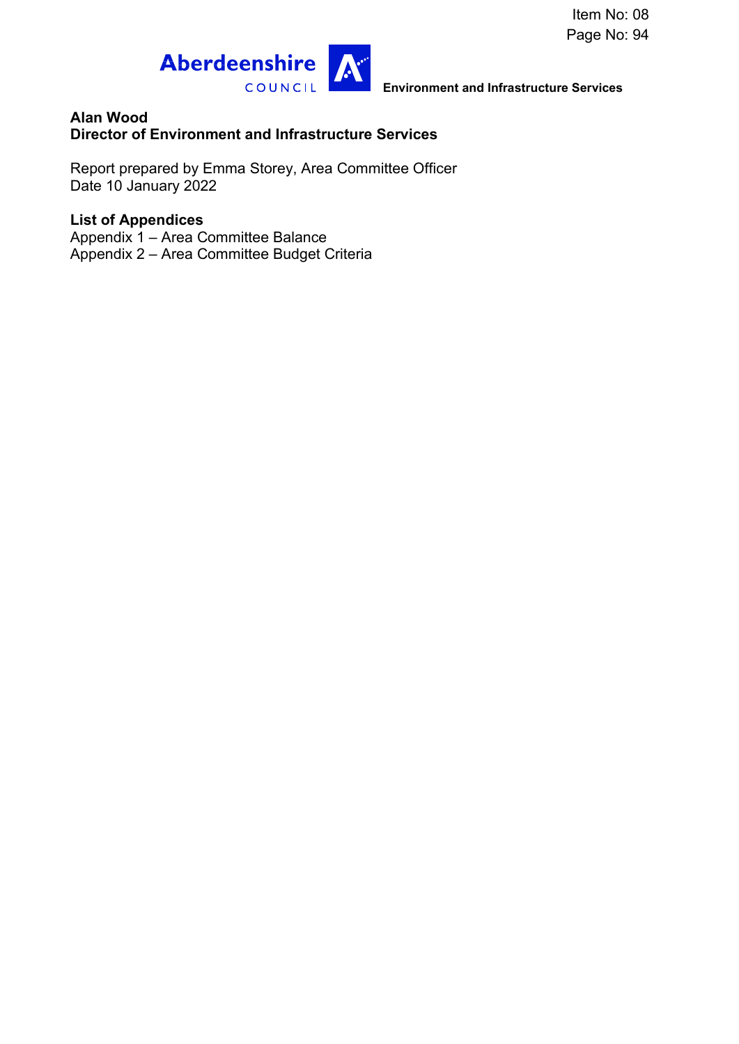**Alan Wood**
**Director of Environment and Infrastructure Services**

Report prepared by Emma Storey, Area Committee Officer
Date 10 January 2022

**List of Appendices**
Appendix 1 – Area Committee Balance
Appendix 2 – Area Committee Budget Criteria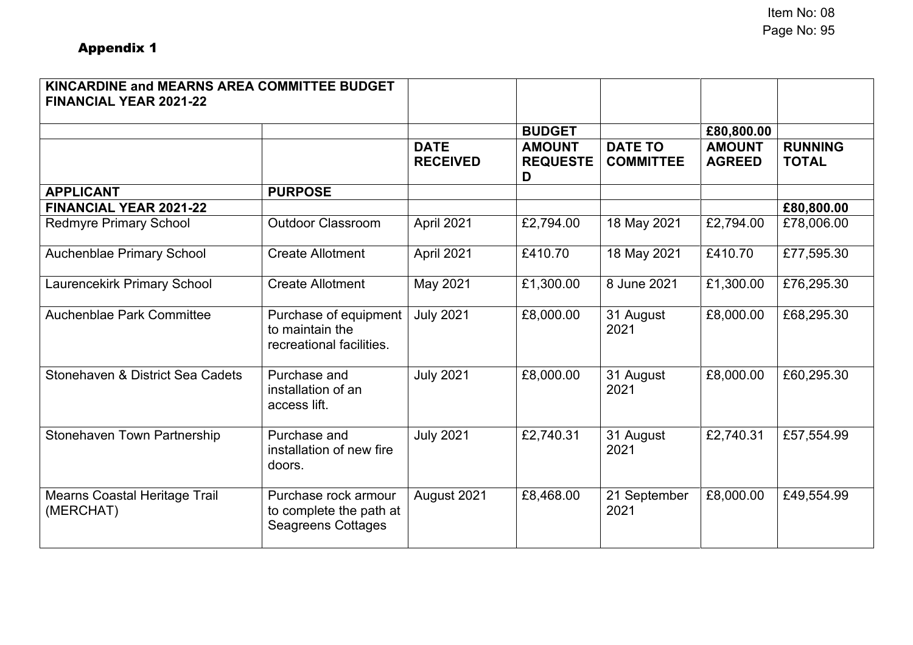## Appendix 1

| KINCARDINE and MEARNS AREA COMMITTEE BUDGET FINANCIAL YEAR 2021-22 | | | | | | |
|---|---|---|---|---|---|---|
| | | | BUDGET | | £80,800.00 | |
| | | DATE RECEIVED | AMOUNT REQUESTED | DATE TO COMMITTEE | AMOUNT AGREED | RUNNING TOTAL |
| APPLICANT | PURPOSE | | | | | |
| FINANCIAL YEAR 2021-22 | | | | | | £80,800.00 |
| Redmyre Primary School | Outdoor Classroom | April 2021 | £2,794.00 | 18 May 2021 | £2,794.00 | £78,006.00 |
| Auchenblae Primary School | Create Allotment | April 2021 | £410.70 | 18 May 2021 | £410.70 | £77,595.30 |
| Laurencekirk Primary School | Create Allotment | May 2021 | £1,300.00 | 8 June 2021 | £1,300.00 | £76,295.30 |
| Auchenblae Park Committee | Purchase of equipment to maintain the recreational facilities. | July 2021 | £8,000.00 | 31 August 2021 | £8,000.00 | £68,295.30 |
| Stonehaven & District Sea Cadets | Purchase and installation of an access lift. | July 2021 | £8,000.00 | 31 August 2021 | £8,000.00 | £60,295.30 |
| Stonehaven Town Partnership | Purchase and installation of new fire doors. | July 2021 | £2,740.31 | 31 August 2021 | £2,740.31 | £57,554.99 |
| Mearns Coastal Heritage Trail (MERCHAT) | Purchase rock armour to complete the path at Seagreens Cottages | August 2021 | £8,468.00 | 21 September 2021 | £8,000.00 | £49,554.99 |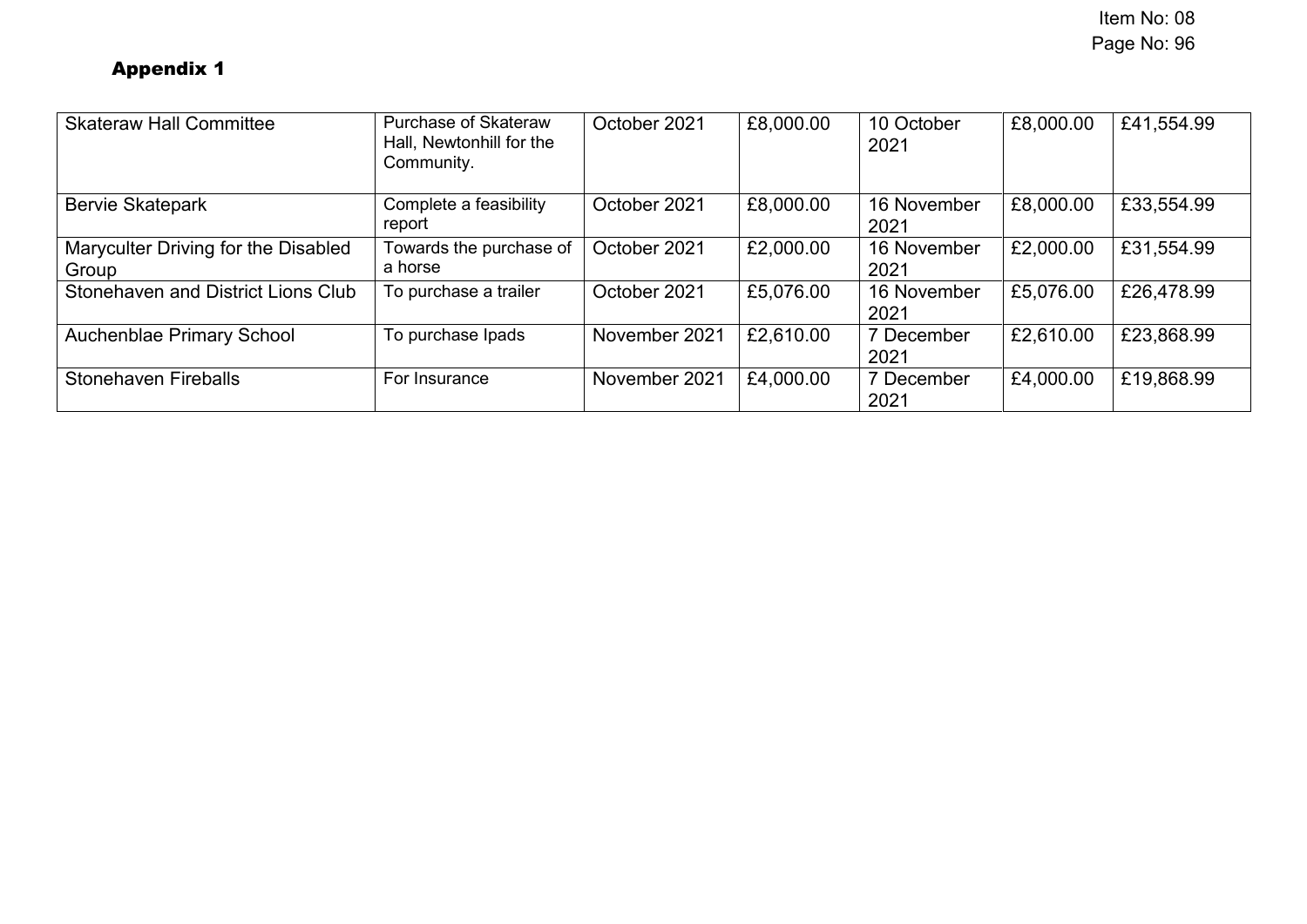## Appendix 1

| Skateraw Hall Committee | Purchase of Skateraw Hall, Newtonhill for the Community. | October 2021 | £8,000.00 | 10 October 2021 | £8,000.00 | £41,554.99 |
|---|---|---|---|---|---|---|
| Bervie Skatepark | Complete a feasibility report | October 2021 | £8,000.00 | 16 November 2021 | £8,000.00 | £33,554.99 |
| Maryculter Driving for the Disabled Group | Towards the purchase of a horse | October 2021 | £2,000.00 | 16 November 2021 | £2,000.00 | £31,554.99 |
| Stonehaven and District Lions Club | To purchase a trailer | October 2021 | £5,076.00 | 16 November 2021 | £5,076.00 | £26,478.99 |
| Auchenblae Primary School | To purchase Ipads | November 2021 | £2,610.00 | 7 December 2021 | £2,610.00 | £23,868.99 |
| Stonehaven Fireballs | For Insurance | November 2021 | £4,000.00 | 7 December 2021 | £4,000.00 | £19,868.99 |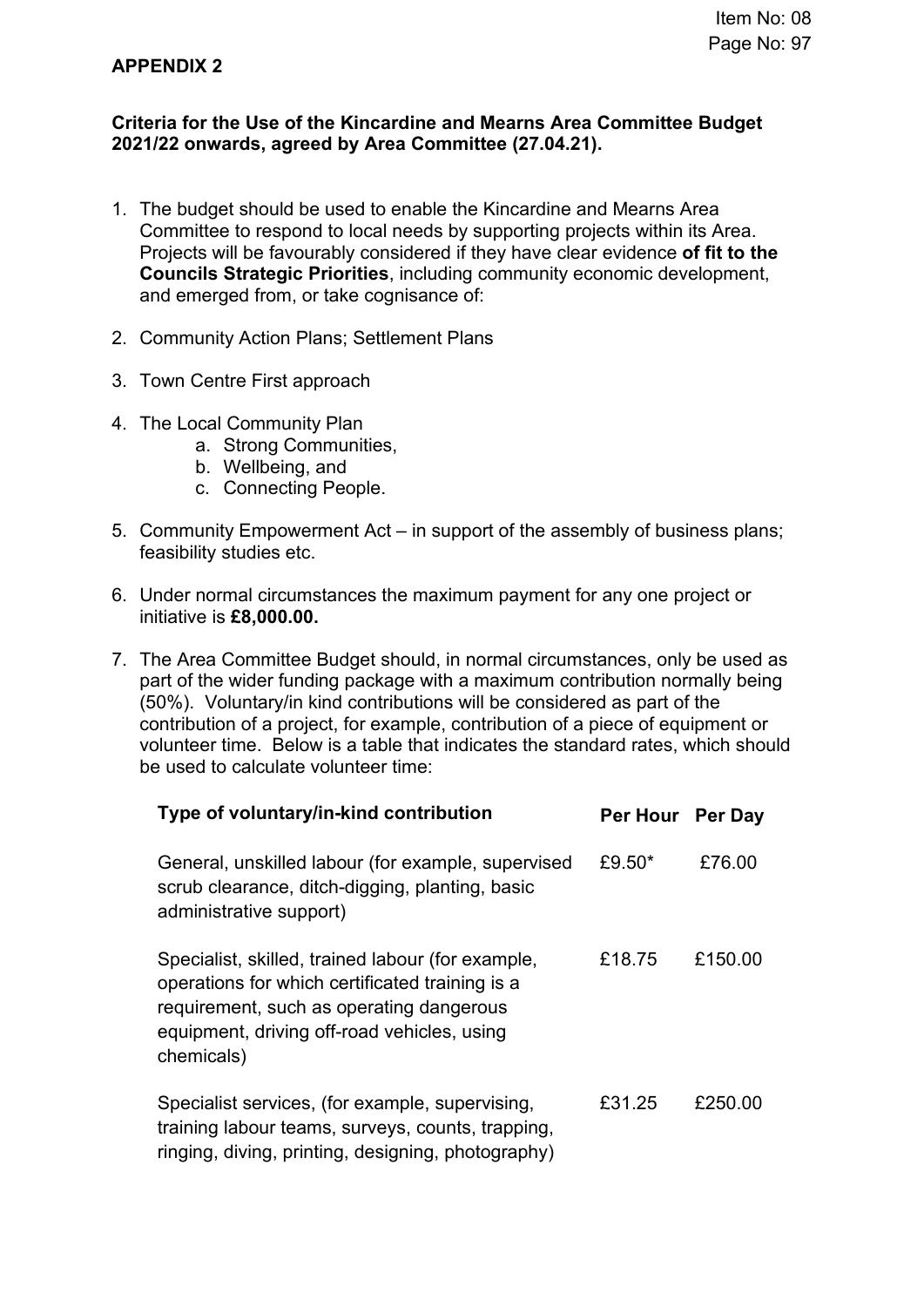**APPENDIX 2**

**Criteria for the Use of the Kincardine and Mearns Area Committee Budget 2021/22 onwards, agreed by Area Committee (27.04.21).**

1. The budget should be used to enable the Kincardine and Mearns Area Committee to respond to local needs by supporting projects within its Area. Projects will be favourably considered if they have clear evidence **of fit to the Councils Strategic Priorities**, including community economic development, and emerged from, or take cognisance of:

2. Community Action Plans; Settlement Plans

3. Town Centre First approach

4. The Local Community Plan
   a. Strong Communities,
   b. Wellbeing, and
   c. Connecting People.

5. Community Empowerment Act – in support of the assembly of business plans; feasibility studies etc.

6. Under normal circumstances the maximum payment for any one project or initiative is **£8,000.00.**

7. The Area Committee Budget should, in normal circumstances, only be used as part of the wider funding package with a maximum contribution normally being (50%). Voluntary/in kind contributions will be considered as part of the contribution of a project, for example, contribution of a piece of equipment or volunteer time. Below is a table that indicates the standard rates, which should be used to calculate volunteer time:

| Type of voluntary/in-kind contribution | Per Hour | Per Day |
|---|---|---|
| General, unskilled labour (for example, supervised scrub clearance, ditch-digging, planting, basic administrative support) | £9.50* | £76.00 |
| Specialist, skilled, trained labour (for example, operations for which certificated training is a requirement, such as operating dangerous equipment, driving off-road vehicles, using chemicals) | £18.75 | £150.00 |
| Specialist services, (for example, supervising, training labour teams, surveys, counts, trapping, ringing, diving, printing, designing, photography) | £31.25 | £250.00 |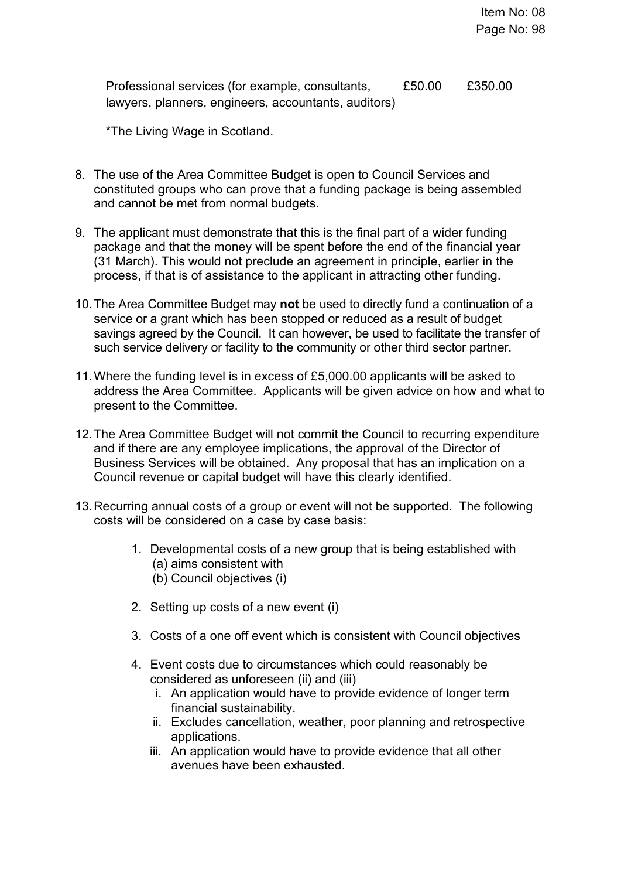| | | |
|---|---|---|
| Professional services (for example, consultants, lawyers, planners, engineers, accountants, auditors) | £50.00 | £350.00 |

*The Living Wage in Scotland.

8. The use of the Area Committee Budget is open to Council Services and constituted groups who can prove that a funding package is being assembled and cannot be met from normal budgets.

9. The applicant must demonstrate that this is the final part of a wider funding package and that the money will be spent before the end of the financial year (31 March). This would not preclude an agreement in principle, earlier in the process, if that is of assistance to the applicant in attracting other funding.

10. The Area Committee Budget may **not** be used to directly fund a continuation of a service or a grant which has been stopped or reduced as a result of budget savings agreed by the Council. It can however, be used to facilitate the transfer of such service delivery or facility to the community or other third sector partner.

11. Where the funding level is in excess of £5,000.00 applicants will be asked to address the Area Committee. Applicants will be given advice on how and what to present to the Committee.

12. The Area Committee Budget will not commit the Council to recurring expenditure and if there are any employee implications, the approval of the Director of Business Services will be obtained. Any proposal that has an implication on a Council revenue or capital budget will have this clearly identified.

13. Recurring annual costs of a group or event will not be supported. The following costs will be considered on a case by case basis:

    1. Developmental costs of a new group that is being established with
       (a) aims consistent with
       (b) Council objectives (i)

    2. Setting up costs of a new event (i)

    3. Costs of a one off event which is consistent with Council objectives

    4. Event costs due to circumstances which could reasonably be considered as unforeseen (ii) and (iii)
       i. An application would have to provide evidence of longer term financial sustainability.
       ii. Excludes cancellation, weather, poor planning and retrospective applications.
       iii. An application would have to provide evidence that all other avenues have been exhausted.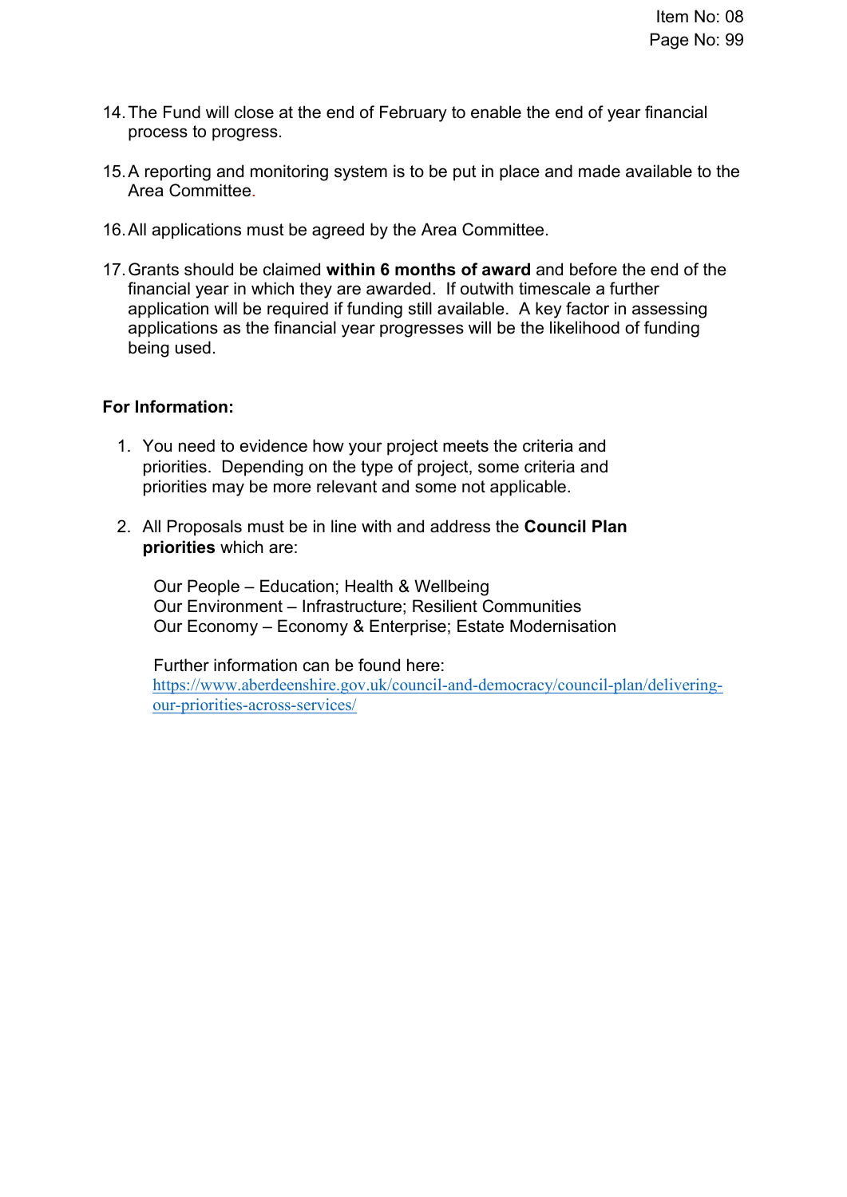14. The Fund will close at the end of February to enable the end of year financial process to progress.

15. A reporting and monitoring system is to be put in place and made available to the Area Committee.

16. All applications must be agreed by the Area Committee.

17. Grants should be claimed **within 6 months of award** and before the end of the financial year in which they are awarded. If outwith timescale a further application will be required if funding still available. A key factor in assessing applications as the financial year progresses will be the likelihood of funding being used.

**For Information:**

1. You need to evidence how your project meets the criteria and priorities. Depending on the type of project, some criteria and priorities may be more relevant and some not applicable.

2. All Proposals must be in line with and address the **Council Plan priorities** which are:

   Our People – Education; Health & Wellbeing
   Our Environment – Infrastructure; Resilient Communities
   Our Economy – Economy & Enterprise; Estate Modernisation

   Further information can be found here:
   https://www.aberdeenshire.gov.uk/council-and-democracy/council-plan/delivering-our-priorities-across-services/